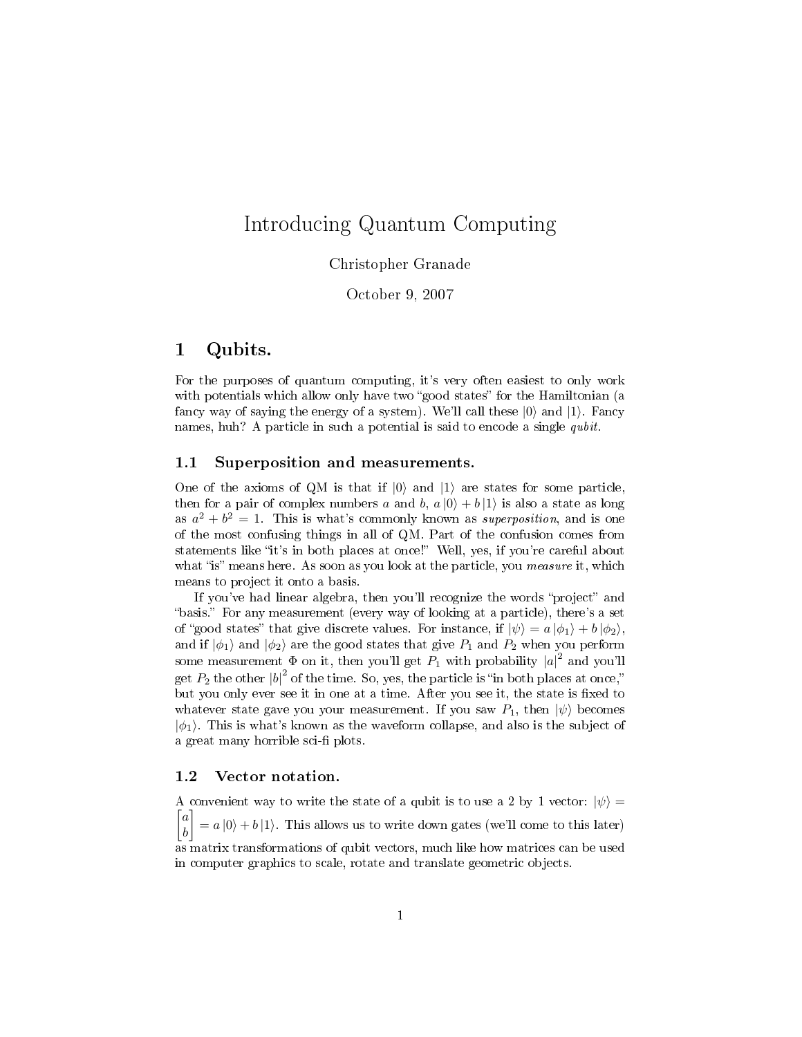# Introducing Quantum Computing

Christopher Granade

October 9, 2007

## 1 Qubits.

For the purposes of quantum computing, it's very often easiest to only work with potentials which allow only have two "good states" for the Hamiltonian (a fancy way of saying the energy of a system). We'll call these $|0\rangle$ and $|1\rangle$. Fancy names, huh? A particle in such a potential is said to encode a single *qubit*.

### 1.1 Superposition and measurements.

One of the axioms of QM is that if $|0\rangle$ and $|1\rangle$ are states for some particle, then for a pair of complex numbers $a$ and $b$, $a|0\rangle + b|1\rangle$ is also a state as long as $a^2 + b^2 = 1$. This is what's commonly known as *superposition*, and is one of the most confusing things in all of QM. Part of the confusion comes from statements like "it's in both places at once!" Well, yes, if you're careful about what "is" means here. As soon as you look at the particle, you *measure* it, which means to project it onto a basis.

If you've had linear algebra, then you'll recognize the words "project" and "basis." For any measurement (every way of looking at a particle), there's a set of "good states" that give discrete values. For instance, if $|\psi\rangle = a|\phi_1\rangle + b|\phi_2\rangle$, and if $|\phi_1\rangle$ and $|\phi_2\rangle$ are the good states that give $P_1$ and $P_2$ when you perform some measurement $\Phi$ on it, then you'll get $P_1$ with probability $|a|^2$ and you'll get $P_2$ the other $|b|^2$ of the time. So, yes, the particle is "in both places at once," but you only ever see it in one at a time. After you see it, the state is fixed to whatever state gave you your measurement. If you saw $P_1$, then $|\psi\rangle$ becomes $|\phi_1\rangle$. This is what's known as the waveform collapse, and also is the subject of a great many horrible sci-fi plots.

### 1.2 Vector notation.

A convenient way to write the state of a qubit is to use a 2 by 1 vector: $|\psi\rangle = \begin{bmatrix} a \\ b \end{bmatrix} = a|0\rangle + b|1\rangle$. This allows us to write down gates (we'll come to this later) as matrix transformations of qubit vectors, much like how matrices can be used in computer graphics to scale, rotate and translate geometric objects.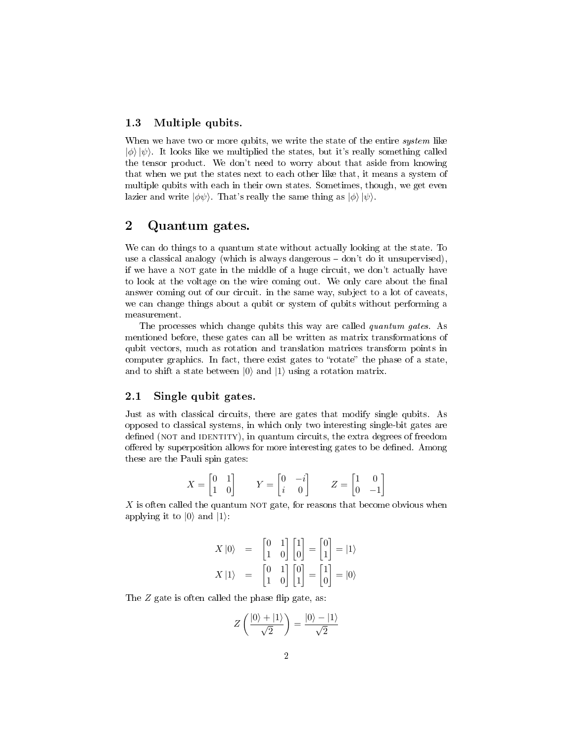### 1.3 Multiple qubits.

When we have two or more qubits, we write the state of the entire *system* like $|\phi\rangle |\psi\rangle$. It looks like we multiplied the states, but it's really something called the tensor product. We don't need to worry about that aside from knowing that when we put the states next to each other like that, it means a system of multiple qubits with each in their own states. Sometimes, though, we get even lazier and write $|\phi\psi\rangle$. That's really the same thing as $|\phi\rangle |\psi\rangle$.

## 2 Quantum gates.

We can do things to a quantum state without actually looking at the state. To use a classical analogy (which is always dangerous – don't do it unsupervised), if we have a NOT gate in the middle of a huge circuit, we don't actually have to look at the voltage on the wire coming out. We only care about the final answer coming out of our circuit. in the same way, subject to a lot of caveats, we can change things about a qubit or system of qubits without performing a measurement.

The processes which change qubits this way are called *quantum gates*. As mentioned before, these gates can all be written as matrix transformations of qubit vectors, much as rotation and translation matrices transform points in computer graphics. In fact, there exist gates to "rotate" the phase of a state, and to shift a state between $|0\rangle$ and $|1\rangle$ using a rotation matrix.

### 2.1 Single qubit gates.

Just as with classical circuits, there are gates that modify single qubits. As opposed to classical systems, in which only two interesting single-bit gates are defined (NOT and IDENTITY), in quantum circuits, the extra degrees of freedom offered by superposition allows for more interesting gates to be defined. Among these are the Pauli spin gates:

$$X = \begin{bmatrix} 0 & 1 \\ 1 & 0 \end{bmatrix} \qquad Y = \begin{bmatrix} 0 & -i \\ i & 0 \end{bmatrix} \qquad Z = \begin{bmatrix} 1 & 0 \\ 0 & -1 \end{bmatrix}$$

$X$ is often called the quantum NOT gate, for reasons that become obvious when applying it to $|0\rangle$ and $|1\rangle$:

$$\begin{aligned} X|0\rangle &= \begin{bmatrix} 0 & 1 \\ 1 & 0 \end{bmatrix} \begin{bmatrix} 1 \\ 0 \end{bmatrix} = \begin{bmatrix} 0 \\ 1 \end{bmatrix} = |1\rangle \\ X|1\rangle &= \begin{bmatrix} 0 & 1 \\ 1 & 0 \end{bmatrix} \begin{bmatrix} 0 \\ 1 \end{bmatrix} = \begin{bmatrix} 1 \\ 0 \end{bmatrix} = |0\rangle \end{aligned}$$

The $Z$ gate is often called the phase flip gate, as:

$$Z\left(\frac{|0\rangle + |1\rangle}{\sqrt{2}}\right) = \frac{|0\rangle - |1\rangle}{\sqrt{2}}$$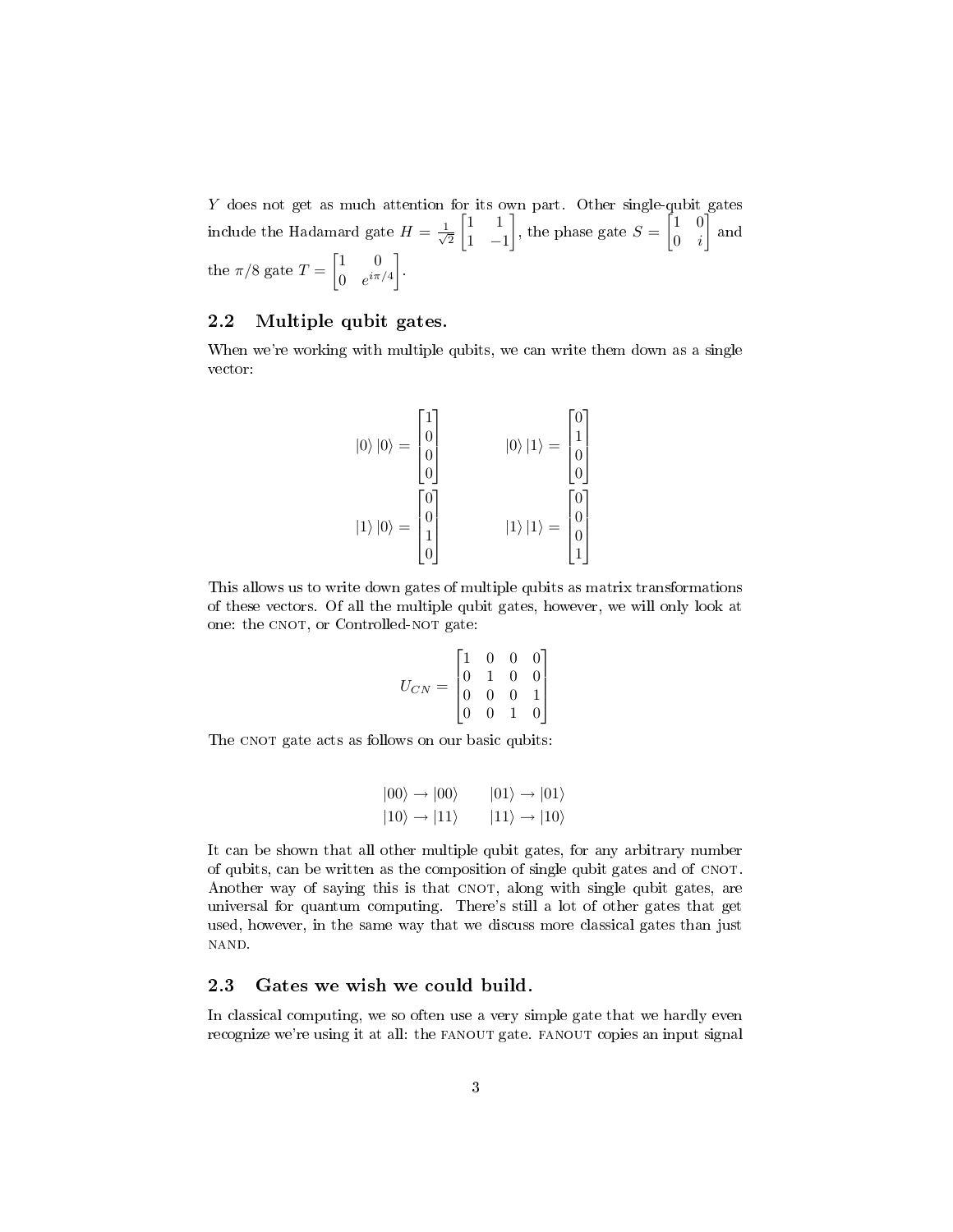$Y$ does not get as much attention for its own part. Other single-qubit gates include the Hadamard gate $H = \frac{1}{\sqrt{2}}\begin{bmatrix} 1 & 1 \\ 1 & -1 \end{bmatrix}$, the phase gate $S = \begin{bmatrix} 1 & 0 \\ 0 & i \end{bmatrix}$ and the $\pi/8$ gate $T = \begin{bmatrix} 1 & 0 \\ 0 & e^{i\pi/4} \end{bmatrix}$.

### 2.2 Multiple qubit gates.

When we're working with multiple qubits, we can write them down as a single vector:

$$|0\rangle|0\rangle = \begin{bmatrix} 1 \\ 0 \\ 0 \\ 0 \end{bmatrix} \qquad |0\rangle|1\rangle = \begin{bmatrix} 0 \\ 1 \\ 0 \\ 0 \end{bmatrix}$$

$$|1\rangle|0\rangle = \begin{bmatrix} 0 \\ 0 \\ 1 \\ 0 \end{bmatrix} \qquad |1\rangle|1\rangle = \begin{bmatrix} 0 \\ 0 \\ 0 \\ 1 \end{bmatrix}$$

This allows us to write down gates of multiple qubits as matrix transformations of these vectors. Of all the multiple qubit gates, however, we will only look at one: the CNOT, or Controlled-NOT gate:

$$U_{CN} = \begin{bmatrix} 1 & 0 & 0 & 0 \\ 0 & 1 & 0 & 0 \\ 0 & 0 & 0 & 1 \\ 0 & 0 & 1 & 0 \end{bmatrix}$$

The CNOT gate acts as follows on our basic qubits:

$$|00\rangle \rightarrow |00\rangle \qquad |01\rangle \rightarrow |01\rangle$$
$$|10\rangle \rightarrow |11\rangle \qquad |11\rangle \rightarrow |10\rangle$$

It can be shown that all other multiple qubit gates, for any arbitrary number of qubits, can be written as the composition of single qubit gates and of CNOT. Another way of saying this is that CNOT, along with single qubit gates, are universal for quantum computing. There's still a lot of other gates that get used, however, in the same way that we discuss more classical gates than just NAND.

### 2.3 Gates we wish we could build.

In classical computing, we so often use a very simple gate that we hardly even recognize we're using it at all: the FANOUT gate. FANOUT copies an input signal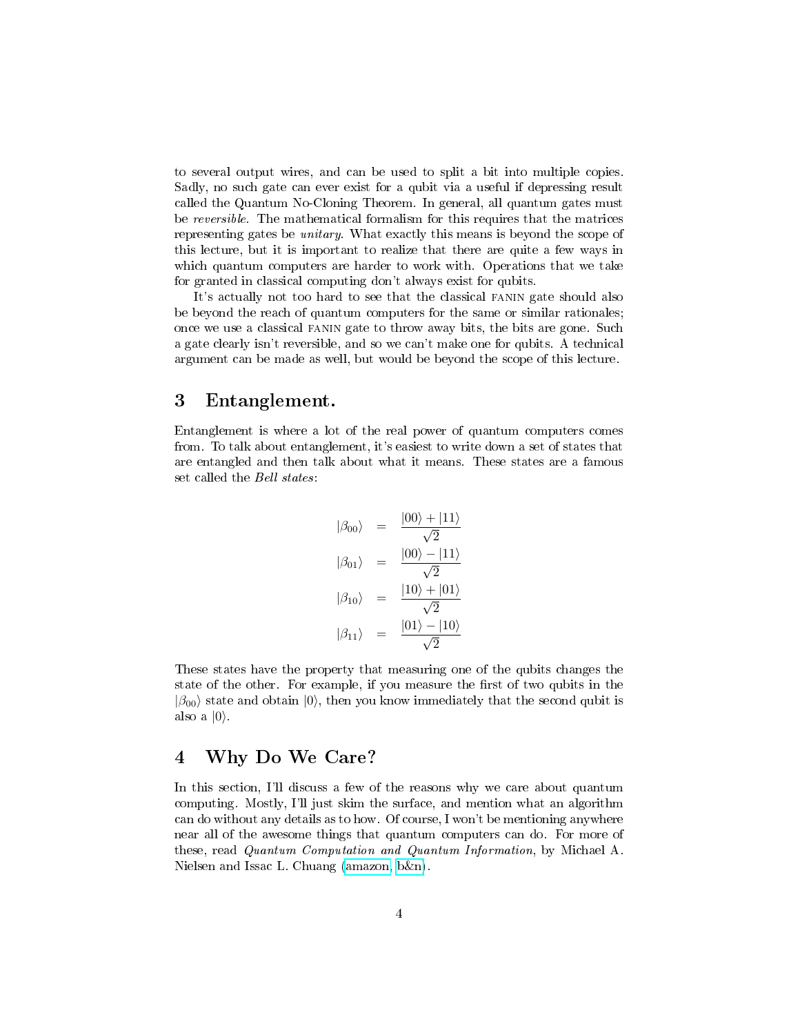to several output wires, and can be used to split a bit into multiple copies. Sadly, no such gate can ever exist for a qubit via a useful if depressing result called the Quantum No-Cloning Theorem. In general, all quantum gates must be *reversible*. The mathematical formalism for this requires that the matrices representing gates be *unitary*. What exactly this means is beyond the scope of this lecture, but it is important to realize that there are quite a few ways in which quantum computers are harder to work with. Operations that we take for granted in classical computing don't always exist for qubits.

It's actually not too hard to see that the classical FANIN gate should also be beyond the reach of quantum computers for the same or similar rationales; once we use a classical FANIN gate to throw away bits, the bits are gone. Such a gate clearly isn't reversible, and so we can't make one for qubits. A technical argument can be made as well, but would be beyond the scope of this lecture.

## 3 Entanglement.

Entanglement is where a lot of the real power of quantum computers comes from. To talk about entanglement, it's easiest to write down a set of states that are entangled and then talk about what it means. These states are a famous set called the *Bell states*:

$$
\begin{aligned}
|\beta_{00}\rangle &= \frac{|00\rangle + |11\rangle}{\sqrt{2}} \\
|\beta_{01}\rangle &= \frac{|00\rangle - |11\rangle}{\sqrt{2}} \\
|\beta_{10}\rangle &= \frac{|10\rangle + |01\rangle}{\sqrt{2}} \\
|\beta_{11}\rangle &= \frac{|01\rangle - |10\rangle}{\sqrt{2}}
\end{aligned}
$$

These states have the property that measuring one of the qubits changes the state of the other. For example, if you measure the first of two qubits in the $|\beta_{00}\rangle$ state and obtain $|0\rangle$, then you know immediately that the second qubit is also a $|0\rangle$.

## 4 Why Do We Care?

In this section, I'll discuss a few of the reasons why we care about quantum computing. Mostly, I'll just skim the surface, and mention what an algorithm can do without any details as to how. Of course, I won't be mentioning anywhere near all of the awesome things that quantum computers can do. For more of these, read *Quantum Computation and Quantum Information*, by Michael A. Nielsen and Issac L. Chuang (amazon, b&n).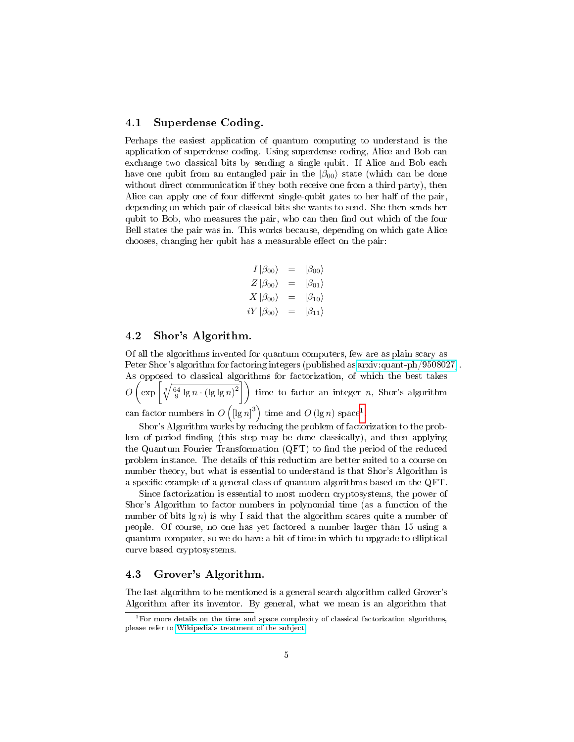## 4.1 Superdense Coding.

Perhaps the easiest application of quantum computing to understand is the application of superdense coding. Using superdense coding, Alice and Bob can exchange two classical bits by sending a single qubit. If Alice and Bob each have one qubit from an entangled pair in the $|\beta_{00}\rangle$ state (which can be done without direct communication if they both receive one from a third party), then Alice can apply one of four different single-qubit gates to her half of the pair, depending on which pair of classical bits she wants to send. She then sends her qubit to Bob, who measures the pair, who can then find out which of the four Bell states the pair was in. This works because, depending on which gate Alice chooses, changing her qubit has a measurable effect on the pair:

$$
\begin{aligned}
I\,|\beta_{00}\rangle &= |\beta_{00}\rangle \\
Z\,|\beta_{00}\rangle &= |\beta_{01}\rangle \\
X\,|\beta_{00}\rangle &= |\beta_{10}\rangle \\
iY\,|\beta_{00}\rangle &= |\beta_{11}\rangle
\end{aligned}
$$

## 4.2 Shor's Algorithm.

Of all the algorithms invented for quantum computers, few are as plain scary as Peter Shor's algorithm for factoring integers (published as arxiv:quant-ph/9508027). As opposed to classical algorithms for factorization, of which the best takes $O\left(\exp\left[\sqrt[3]{\frac{64}{9}\lg n\cdot(\lg\lg n)^2}\right]\right)$ time to factor an integer $n$, Shor's algorithm can factor numbers in $O\left([\lg n]^3\right)$ time and $O(\lg n)$ space[1].

Shor's Algorithm works by reducing the problem of factorization to the problem of period finding (this step may be done classically), and then applying the Quantum Fourier Transformation (QFT) to find the period of the reduced problem instance. The details of this reduction are better suited to a course on number theory, but what is essential to understand is that Shor's Algorithm is a specific example of a general class of quantum algorithms based on the QFT.

Since factorization is essential to most modern cryptosystems, the power of Shor's Algorithm to factor numbers in polynomial time (as a function of the number of bits $\lg n$) is why I said that the algorithm scares quite a number of people. Of course, no one has yet factored a number larger than 15 using a quantum computer, so we do have a bit of time in which to upgrade to elliptical curve based cryptosystems.

## 4.3 Grover's Algorithm.

The last algorithm to be mentioned is a general search algorithm called Grover's Algorithm after its inventor. By general, what we mean is an algorithm that

[1] For more details on the time and space complexity of classical factorization algorithms, please refer to Wikipedia's treatment of the subject.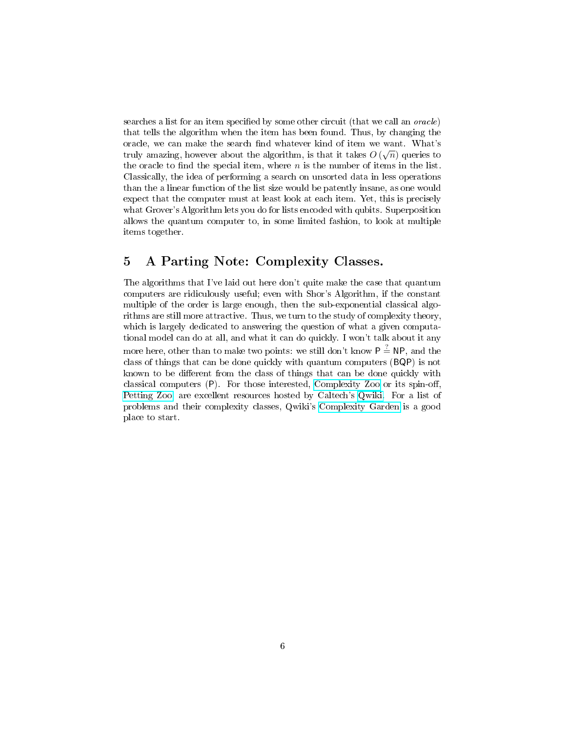searches a list for an item specified by some other circuit (that we call an *oracle*) that tells the algorithm when the item has been found. Thus, by changing the oracle, we can make the search find whatever kind of item we want. What's truly amazing, however about the algorithm, is that it takes $O(\sqrt{n})$ queries to the oracle to find the special item, where $n$ is the number of items in the list. Classically, the idea of performing a search on unsorted data in less operations than the a linear function of the list size would be patently insane, as one would expect that the computer must at least look at each item. Yet, this is precisely what Grover's Algorithm lets you do for lists encoded with qubits. Superposition allows the quantum computer to, in some limited fashion, to look at multiple items together.

## 5 A Parting Note: Complexity Classes.

The algorithms that I've laid out here don't quite make the case that quantum computers are ridiculously useful; even with Shor's Algorithm, if the constant multiple of the order is large enough, then the sub-exponential classical algorithms are still more attractive. Thus, we turn to the study of complexity theory, which is largely dedicated to answering the question of what a given computational model can do at all, and what it can do quickly. I won't talk about it any more here, other than to make two points: we still don't know $\mathsf{P} \stackrel{?}{=} \mathsf{NP}$, and the class of things that can be done quickly with quantum computers ($\mathsf{BQP}$) is not known to be different from the class of things that can be done quickly with classical computers ($\mathsf{P}$). For those interested, Complexity Zoo or its spin-off, Petting Zoo are excellent resources hosted by Caltech's Qwiki. For a list of problems and their complexity classes, Qwiki's Complexity Garden is a good place to start.